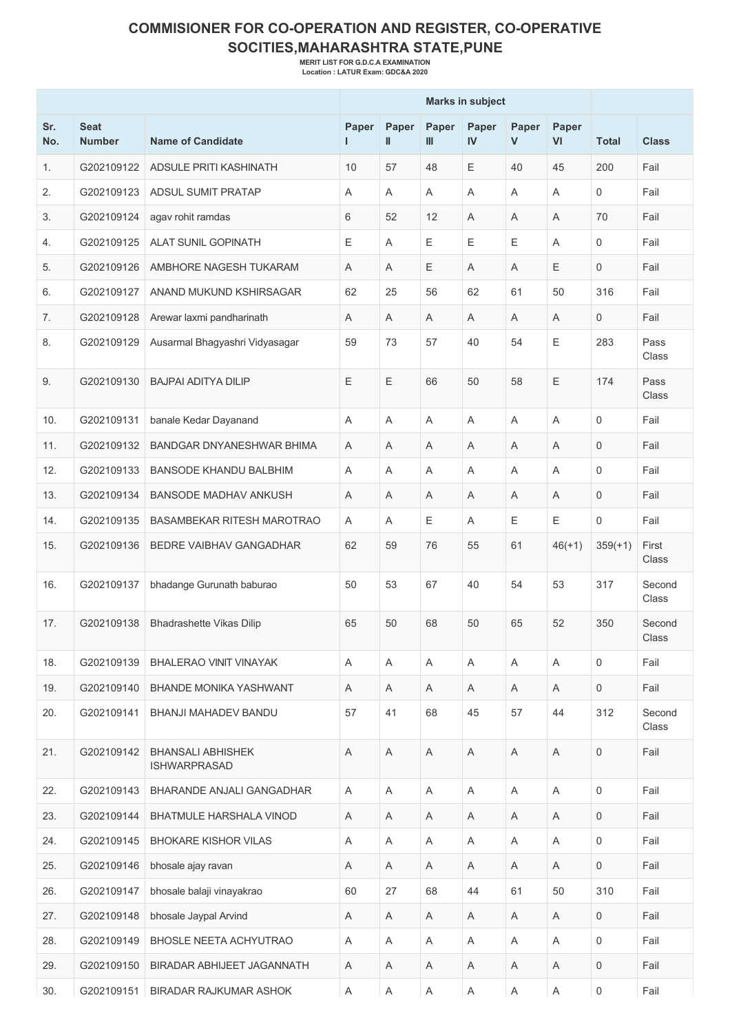# COMMISIONER FOR CO-OPERATION AND REGISTER, CO-OPERATIVE SOCITIES,MAHARASHTRA STATE,PUNE

**MERIT LIST FOR G.D.C.A EXAMINATION**
**Location : LATUR Exam: GDC&A 2020**

| | | | Marks in subject | | | | | | | |
|---|---|---|---|---|---|---|---|---|---|---|
| Sr. No. | Seat Number | Name of Candidate | Paper I | Paper II | Paper III | Paper IV | Paper V | Paper VI | Total | Class |
| 1. | G202109122 | ADSULE PRITI KASHINATH | 10 | 57 | 48 | E | 40 | 45 | 200 | Fail |
| 2. | G202109123 | ADSUL SUMIT PRATAP | A | A | A | A | A | A | 0 | Fail |
| 3. | G202109124 | agav rohit ramdas | 6 | 52 | 12 | A | A | A | 70 | Fail |
| 4. | G202109125 | ALAT SUNIL GOPINATH | E | A | E | E | E | A | 0 | Fail |
| 5. | G202109126 | AMBHORE NAGESH TUKARAM | A | A | E | A | A | E | 0 | Fail |
| 6. | G202109127 | ANAND MUKUND KSHIRSAGAR | 62 | 25 | 56 | 62 | 61 | 50 | 316 | Fail |
| 7. | G202109128 | Arewar laxmi pandharinath | A | A | A | A | A | A | 0 | Fail |
| 8. | G202109129 | Ausarmal Bhagyashri Vidyasagar | 59 | 73 | 57 | 40 | 54 | E | 283 | Pass Class |
| 9. | G202109130 | BAJPAI ADITYA DILIP | E | E | 66 | 50 | 58 | E | 174 | Pass Class |
| 10. | G202109131 | banale Kedar Dayanand | A | A | A | A | A | A | 0 | Fail |
| 11. | G202109132 | BANDGAR DNYANESHWAR BHIMA | A | A | A | A | A | A | 0 | Fail |
| 12. | G202109133 | BANSODE KHANDU BALBHIM | A | A | A | A | A | A | 0 | Fail |
| 13. | G202109134 | BANSODE MADHAV ANKUSH | A | A | A | A | A | A | 0 | Fail |
| 14. | G202109135 | BASAMBEKAR RITESH MAROTRAO | A | A | E | A | E | E | 0 | Fail |
| 15. | G202109136 | BEDRE VAIBHAV GANGADHAR | 62 | 59 | 76 | 55 | 61 | 46(+1) | 359(+1) | First Class |
| 16. | G202109137 | bhadange Gurunath baburao | 50 | 53 | 67 | 40 | 54 | 53 | 317 | Second Class |
| 17. | G202109138 | Bhadrashette Vikas Dilip | 65 | 50 | 68 | 50 | 65 | 52 | 350 | Second Class |
| 18. | G202109139 | BHALERAO VINIT VINAYAK | A | A | A | A | A | A | 0 | Fail |
| 19. | G202109140 | BHANDE MONIKA YASHWANT | A | A | A | A | A | A | 0 | Fail |
| 20. | G202109141 | BHANJI MAHADEV BANDU | 57 | 41 | 68 | 45 | 57 | 44 | 312 | Second Class |
| 21. | G202109142 | BHANSALI ABHISHEK ISHWARPRASAD | A | A | A | A | A | A | 0 | Fail |
| 22. | G202109143 | BHARANDE ANJALI GANGADHAR | A | A | A | A | A | A | 0 | Fail |
| 23. | G202109144 | BHATMULE HARSHALA VINOD | A | A | A | A | A | A | 0 | Fail |
| 24. | G202109145 | BHOKARE KISHOR VILAS | A | A | A | A | A | A | 0 | Fail |
| 25. | G202109146 | bhosale ajay ravan | A | A | A | A | A | A | 0 | Fail |
| 26. | G202109147 | bhosale balaji vinayakrao | 60 | 27 | 68 | 44 | 61 | 50 | 310 | Fail |
| 27. | G202109148 | bhosale Jaypal Arvind | A | A | A | A | A | A | 0 | Fail |
| 28. | G202109149 | BHOSLE NEETA ACHYUTRAO | A | A | A | A | A | A | 0 | Fail |
| 29. | G202109150 | BIRADAR ABHIJEET JAGANNATH | A | A | A | A | A | A | 0 | Fail |
| 30. | G202109151 | BIRADAR RAJKUMAR ASHOK | A | A | A | A | A | A | 0 | Fail |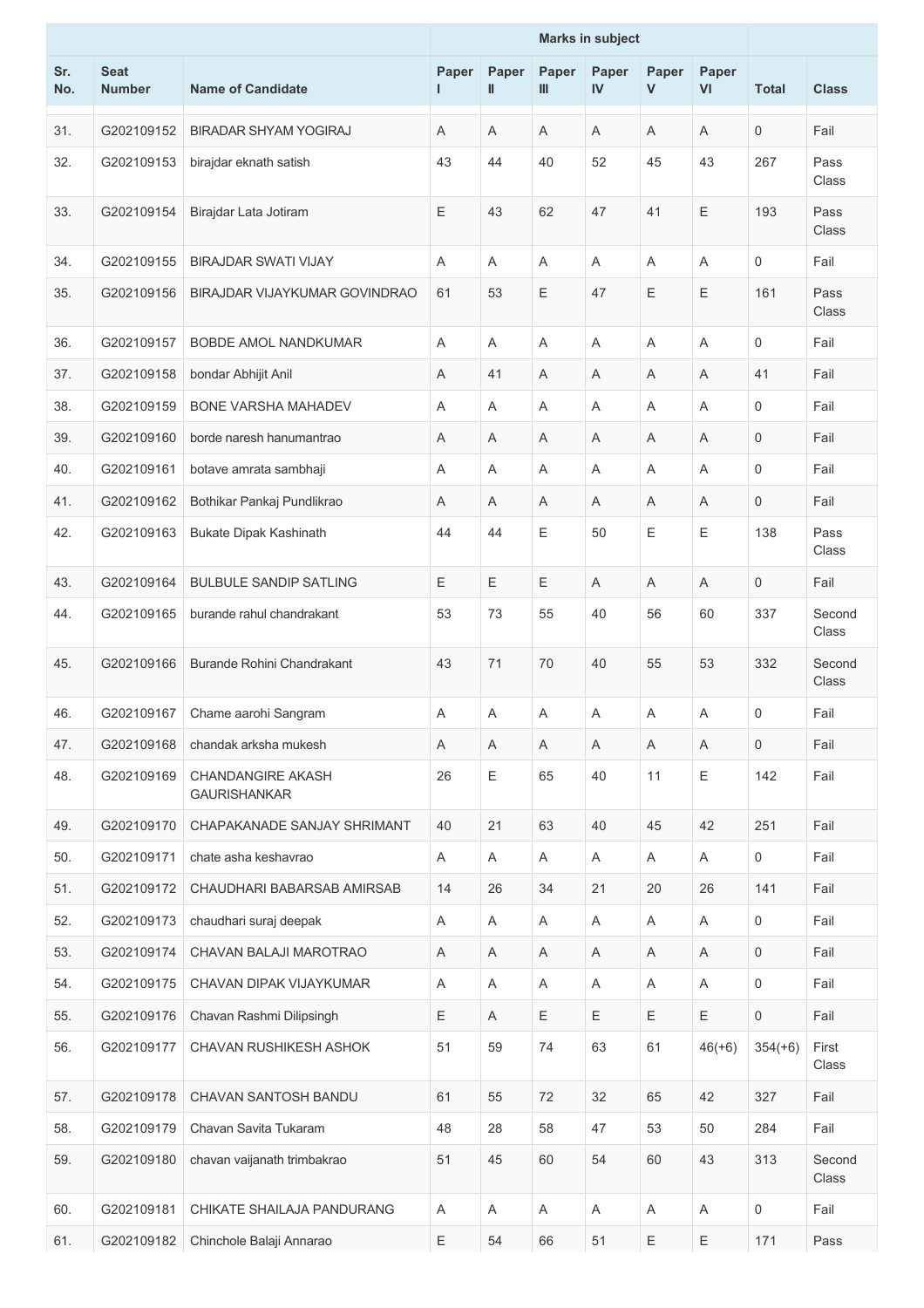| Sr. No. | Seat Number | Name of Candidate | Marks in subject | | | | | | Total | Class |
|---|---|---|---|---|---|---|---|---|---|---|
| | | | Paper I | Paper II | Paper III | Paper IV | Paper V | Paper VI | | |
| 31. | G202109152 | BIRADAR SHYAM YOGIRAJ | A | A | A | A | A | A | 0 | Fail |
| 32. | G202109153 | birajdar eknath satish | 43 | 44 | 40 | 52 | 45 | 43 | 267 | Pass Class |
| 33. | G202109154 | Birajdar Lata Jotiram | E | 43 | 62 | 47 | 41 | E | 193 | Pass Class |
| 34. | G202109155 | BIRAJDAR SWATI VIJAY | A | A | A | A | A | A | 0 | Fail |
| 35. | G202109156 | BIRAJDAR VIJAYKUMAR GOVINDRAO | 61 | 53 | E | 47 | E | E | 161 | Pass Class |
| 36. | G202109157 | BOBDE AMOL NANDKUMAR | A | A | A | A | A | A | 0 | Fail |
| 37. | G202109158 | bondar Abhijit Anil | A | 41 | A | A | A | A | 41 | Fail |
| 38. | G202109159 | BONE VARSHA MAHADEV | A | A | A | A | A | A | 0 | Fail |
| 39. | G202109160 | borde naresh hanumantrao | A | A | A | A | A | A | 0 | Fail |
| 40. | G202109161 | botave amrata sambhaji | A | A | A | A | A | A | 0 | Fail |
| 41. | G202109162 | Bothikar Pankaj Pundlikrao | A | A | A | A | A | A | 0 | Fail |
| 42. | G202109163 | Bukate Dipak Kashinath | 44 | 44 | E | 50 | E | E | 138 | Pass Class |
| 43. | G202109164 | BULBULE SANDIP SATLING | E | E | E | A | A | A | 0 | Fail |
| 44. | G202109165 | burande rahul chandrakant | 53 | 73 | 55 | 40 | 56 | 60 | 337 | Second Class |
| 45. | G202109166 | Burande Rohini Chandrakant | 43 | 71 | 70 | 40 | 55 | 53 | 332 | Second Class |
| 46. | G202109167 | Chame aarohi Sangram | A | A | A | A | A | A | 0 | Fail |
| 47. | G202109168 | chandak arksha mukesh | A | A | A | A | A | A | 0 | Fail |
| 48. | G202109169 | CHANDANGIRE AKASH GAURISHANKAR | 26 | E | 65 | 40 | 11 | E | 142 | Fail |
| 49. | G202109170 | CHAPAKANADE SANJAY SHRIMANT | 40 | 21 | 63 | 40 | 45 | 42 | 251 | Fail |
| 50. | G202109171 | chate asha keshavrao | A | A | A | A | A | A | 0 | Fail |
| 51. | G202109172 | CHAUDHARI BABARSAB AMIRSAB | 14 | 26 | 34 | 21 | 20 | 26 | 141 | Fail |
| 52. | G202109173 | chaudhari suraj deepak | A | A | A | A | A | A | 0 | Fail |
| 53. | G202109174 | CHAVAN BALAJI MAROTRAO | A | A | A | A | A | A | 0 | Fail |
| 54. | G202109175 | CHAVAN DIPAK VIJAYKUMAR | A | A | A | A | A | A | 0 | Fail |
| 55. | G202109176 | Chavan Rashmi Dilipsingh | E | A | E | E | E | E | 0 | Fail |
| 56. | G202109177 | CHAVAN RUSHIKESH ASHOK | 51 | 59 | 74 | 63 | 61 | 46(+6) | 354(+6) | First Class |
| 57. | G202109178 | CHAVAN SANTOSH BANDU | 61 | 55 | 72 | 32 | 65 | 42 | 327 | Fail |
| 58. | G202109179 | Chavan Savita Tukaram | 48 | 28 | 58 | 47 | 53 | 50 | 284 | Fail |
| 59. | G202109180 | chavan vaijanath trimbakrao | 51 | 45 | 60 | 54 | 60 | 43 | 313 | Second Class |
| 60. | G202109181 | CHIKATE SHAILAJA PANDURANG | A | A | A | A | A | A | 0 | Fail |
| 61. | G202109182 | Chinchole Balaji Annarao | E | 54 | 66 | 51 | E | E | 171 | Pass |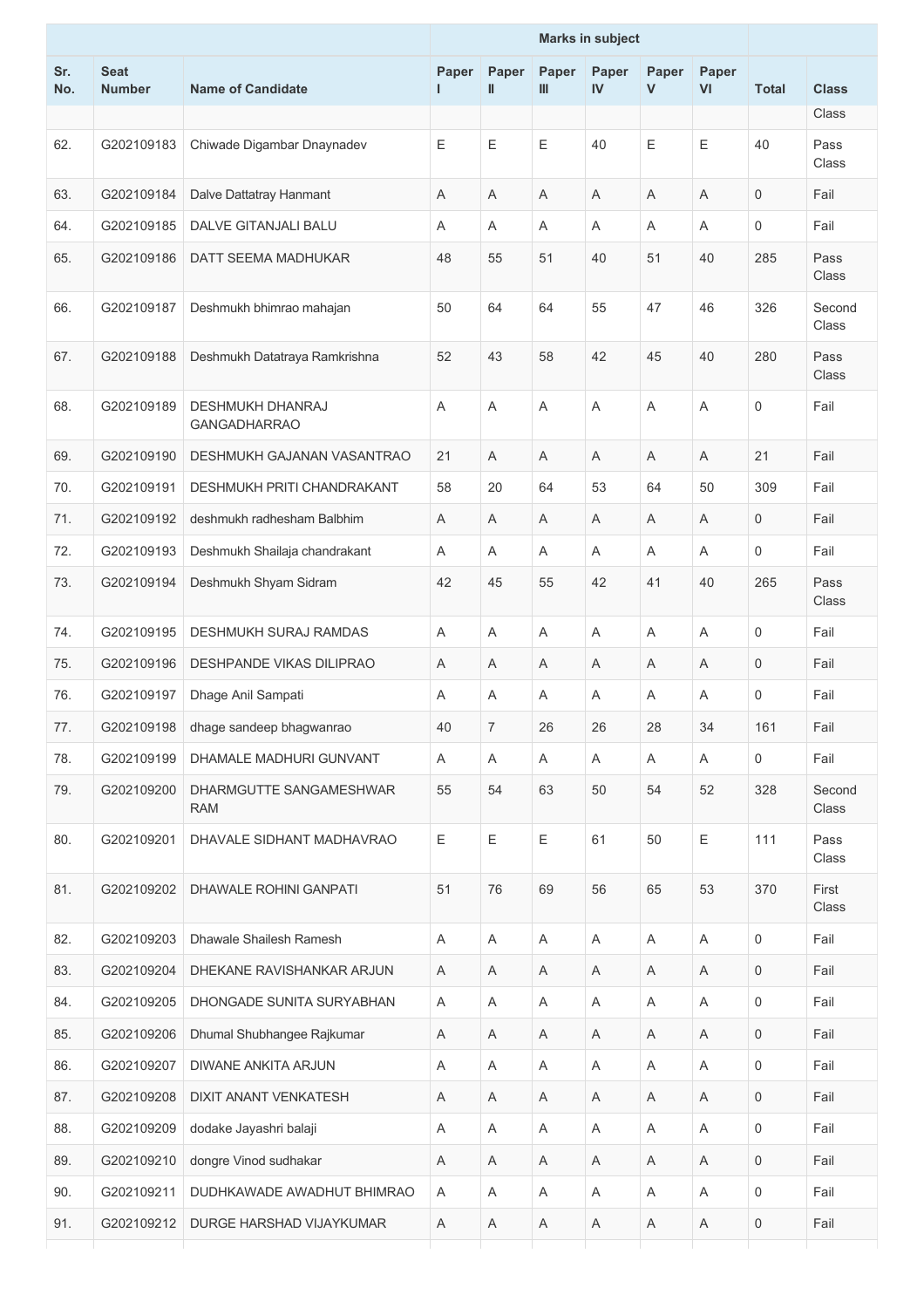| Sr. No. | Seat Number | Name of Candidate | Marks in subject | | | | | | Total | Class |
|---|---|---|---|---|---|---|---|---|---|---|
| | | | Paper I | Paper II | Paper III | Paper IV | Paper V | Paper VI | | |
| | | | | | | | | | | Class |
| 62. | G202109183 | Chiwade Digambar Dnaynadev | E | E | E | 40 | E | E | 40 | Pass Class |
| 63. | G202109184 | Dalve Dattatray Hanmant | A | A | A | A | A | A | 0 | Fail |
| 64. | G202109185 | DALVE GITANJALI BALU | A | A | A | A | A | A | 0 | Fail |
| 65. | G202109186 | DATT SEEMA MADHUKAR | 48 | 55 | 51 | 40 | 51 | 40 | 285 | Pass Class |
| 66. | G202109187 | Deshmukh bhimrao mahajan | 50 | 64 | 64 | 55 | 47 | 46 | 326 | Second Class |
| 67. | G202109188 | Deshmukh Datatraya Ramkrishna | 52 | 43 | 58 | 42 | 45 | 40 | 280 | Pass Class |
| 68. | G202109189 | DESHMUKH DHANRAJ GANGADHARRAO | A | A | A | A | A | A | 0 | Fail |
| 69. | G202109190 | DESHMUKH GAJANAN VASANTRAO | 21 | A | A | A | A | A | 21 | Fail |
| 70. | G202109191 | DESHMUKH PRITI CHANDRAKANT | 58 | 20 | 64 | 53 | 64 | 50 | 309 | Fail |
| 71. | G202109192 | deshmukh radhesham Balbhim | A | A | A | A | A | A | 0 | Fail |
| 72. | G202109193 | Deshmukh Shailaja chandrakant | A | A | A | A | A | A | 0 | Fail |
| 73. | G202109194 | Deshmukh Shyam Sidram | 42 | 45 | 55 | 42 | 41 | 40 | 265 | Pass Class |
| 74. | G202109195 | DESHMUKH SURAJ RAMDAS | A | A | A | A | A | A | 0 | Fail |
| 75. | G202109196 | DESHPANDE VIKAS DILIPRAO | A | A | A | A | A | A | 0 | Fail |
| 76. | G202109197 | Dhage Anil Sampati | A | A | A | A | A | A | 0 | Fail |
| 77. | G202109198 | dhage sandeep bhagwanrao | 40 | 7 | 26 | 26 | 28 | 34 | 161 | Fail |
| 78. | G202109199 | DHAMALE MADHURI GUNVANT | A | A | A | A | A | A | 0 | Fail |
| 79. | G202109200 | DHARMGUTTE SANGAMESHWAR RAM | 55 | 54 | 63 | 50 | 54 | 52 | 328 | Second Class |
| 80. | G202109201 | DHAVALE SIDHANT MADHAVRAO | E | E | E | 61 | 50 | E | 111 | Pass Class |
| 81. | G202109202 | DHAWALE ROHINI GANPATI | 51 | 76 | 69 | 56 | 65 | 53 | 370 | First Class |
| 82. | G202109203 | Dhawale Shailesh Ramesh | A | A | A | A | A | A | 0 | Fail |
| 83. | G202109204 | DHEKANE RAVISHANKAR ARJUN | A | A | A | A | A | A | 0 | Fail |
| 84. | G202109205 | DHONGADE SUNITA SURYABHAN | A | A | A | A | A | A | 0 | Fail |
| 85. | G202109206 | Dhumal Shubhangee Rajkumar | A | A | A | A | A | A | 0 | Fail |
| 86. | G202109207 | DIWANE ANKITA ARJUN | A | A | A | A | A | A | 0 | Fail |
| 87. | G202109208 | DIXIT ANANT VENKATESH | A | A | A | A | A | A | 0 | Fail |
| 88. | G202109209 | dodake Jayashri balaji | A | A | A | A | A | A | 0 | Fail |
| 89. | G202109210 | dongre Vinod sudhakar | A | A | A | A | A | A | 0 | Fail |
| 90. | G202109211 | DUDHKAWADE AWADHUT BHIMRAO | A | A | A | A | A | A | 0 | Fail |
| 91. | G202109212 | DURGE HARSHAD VIJAYKUMAR | A | A | A | A | A | A | 0 | Fail |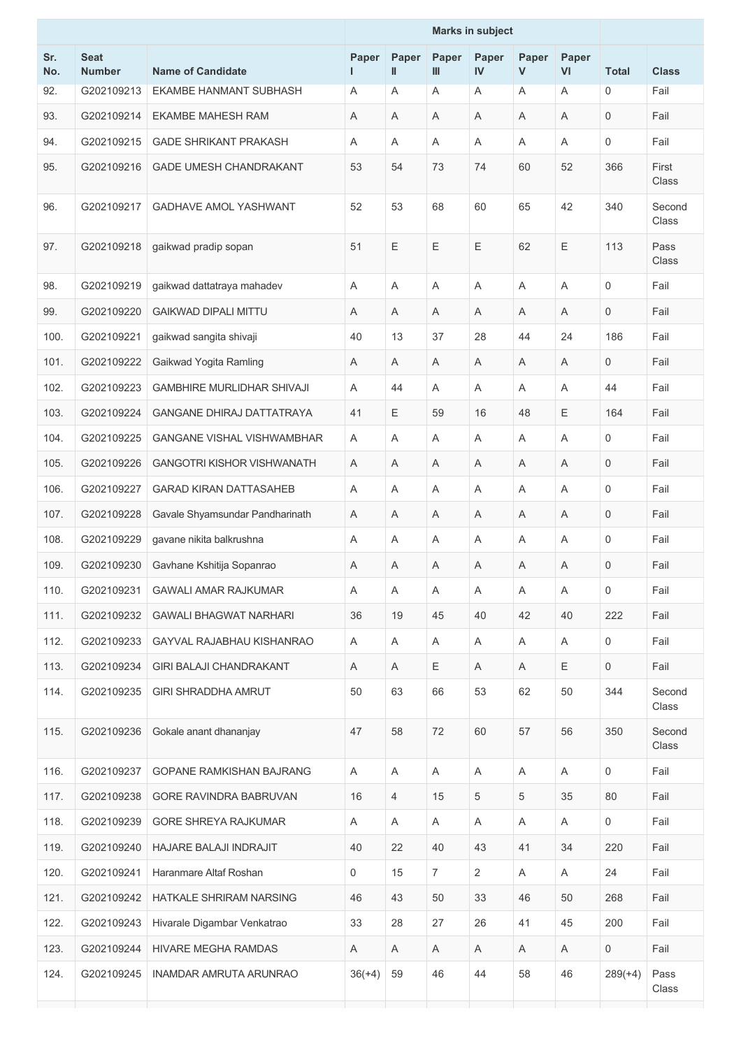| Sr. No. | Seat Number | Name of Candidate | Marks in subject | | | | | | Total | Class |
|---|---|---|---|---|---|---|---|---|---|---|
| | | | Paper I | Paper II | Paper III | Paper IV | Paper V | Paper VI | | |
| 92. | G202109213 | EKAMBE HANMANT SUBHASH | A | A | A | A | A | A | 0 | Fail |
| 93. | G202109214 | EKAMBE MAHESH RAM | A | A | A | A | A | A | 0 | Fail |
| 94. | G202109215 | GADE SHRIKANT PRAKASH | A | A | A | A | A | A | 0 | Fail |
| 95. | G202109216 | GADE UMESH CHANDRAKANT | 53 | 54 | 73 | 74 | 60 | 52 | 366 | First Class |
| 96. | G202109217 | GADHAVE AMOL YASHWANT | 52 | 53 | 68 | 60 | 65 | 42 | 340 | Second Class |
| 97. | G202109218 | gaikwad pradip sopan | 51 | E | E | E | 62 | E | 113 | Pass Class |
| 98. | G202109219 | gaikwad dattatraya mahadev | A | A | A | A | A | A | 0 | Fail |
| 99. | G202109220 | GAIKWAD DIPALI MITTU | A | A | A | A | A | A | 0 | Fail |
| 100. | G202109221 | gaikwad sangita shivaji | 40 | 13 | 37 | 28 | 44 | 24 | 186 | Fail |
| 101. | G202109222 | Gaikwad Yogita Ramling | A | A | A | A | A | A | 0 | Fail |
| 102. | G202109223 | GAMBHIRE MURLIDHAR SHIVAJI | A | 44 | A | A | A | A | 44 | Fail |
| 103. | G202109224 | GANGANE DHIRAJ DATTATRAYA | 41 | E | 59 | 16 | 48 | E | 164 | Fail |
| 104. | G202109225 | GANGANE VISHAL VISHWAMBHAR | A | A | A | A | A | A | 0 | Fail |
| 105. | G202109226 | GANGOTRI KISHOR VISHWANATH | A | A | A | A | A | A | 0 | Fail |
| 106. | G202109227 | GARAD KIRAN DATTASAHEB | A | A | A | A | A | A | 0 | Fail |
| 107. | G202109228 | Gavale Shyamsundar Pandharinath | A | A | A | A | A | A | 0 | Fail |
| 108. | G202109229 | gavane nikita balkrushna | A | A | A | A | A | A | 0 | Fail |
| 109. | G202109230 | Gavhane Kshitija Sopanrao | A | A | A | A | A | A | 0 | Fail |
| 110. | G202109231 | GAWALI AMAR RAJKUMAR | A | A | A | A | A | A | 0 | Fail |
| 111. | G202109232 | GAWALI BHAGWAT NARHARI | 36 | 19 | 45 | 40 | 42 | 40 | 222 | Fail |
| 112. | G202109233 | GAYVAL RAJABHAU KISHANRAO | A | A | A | A | A | A | 0 | Fail |
| 113. | G202109234 | GIRI BALAJI CHANDRAKANT | A | A | E | A | A | E | 0 | Fail |
| 114. | G202109235 | GIRI SHRADDHA AMRUT | 50 | 63 | 66 | 53 | 62 | 50 | 344 | Second Class |
| 115. | G202109236 | Gokale anant dhananjay | 47 | 58 | 72 | 60 | 57 | 56 | 350 | Second Class |
| 116. | G202109237 | GOPANE RAMKISHAN BAJRANG | A | A | A | A | A | A | 0 | Fail |
| 117. | G202109238 | GORE RAVINDRA BABRUVAN | 16 | 4 | 15 | 5 | 5 | 35 | 80 | Fail |
| 118. | G202109239 | GORE SHREYA RAJKUMAR | A | A | A | A | A | A | 0 | Fail |
| 119. | G202109240 | HAJARE BALAJI INDRAJIT | 40 | 22 | 40 | 43 | 41 | 34 | 220 | Fail |
| 120. | G202109241 | Haranmare Altaf Roshan | 0 | 15 | 7 | 2 | A | A | 24 | Fail |
| 121. | G202109242 | HATKALE SHRIRAM NARSING | 46 | 43 | 50 | 33 | 46 | 50 | 268 | Fail |
| 122. | G202109243 | Hivarale Digambar Venkatrao | 33 | 28 | 27 | 26 | 41 | 45 | 200 | Fail |
| 123. | G202109244 | HIVARE MEGHA RAMDAS | A | A | A | A | A | A | 0 | Fail |
| 124. | G202109245 | INAMDAR AMRUTA ARUNRAO | 36(+4) | 59 | 46 | 44 | 58 | 46 | 289(+4) | Pass Class |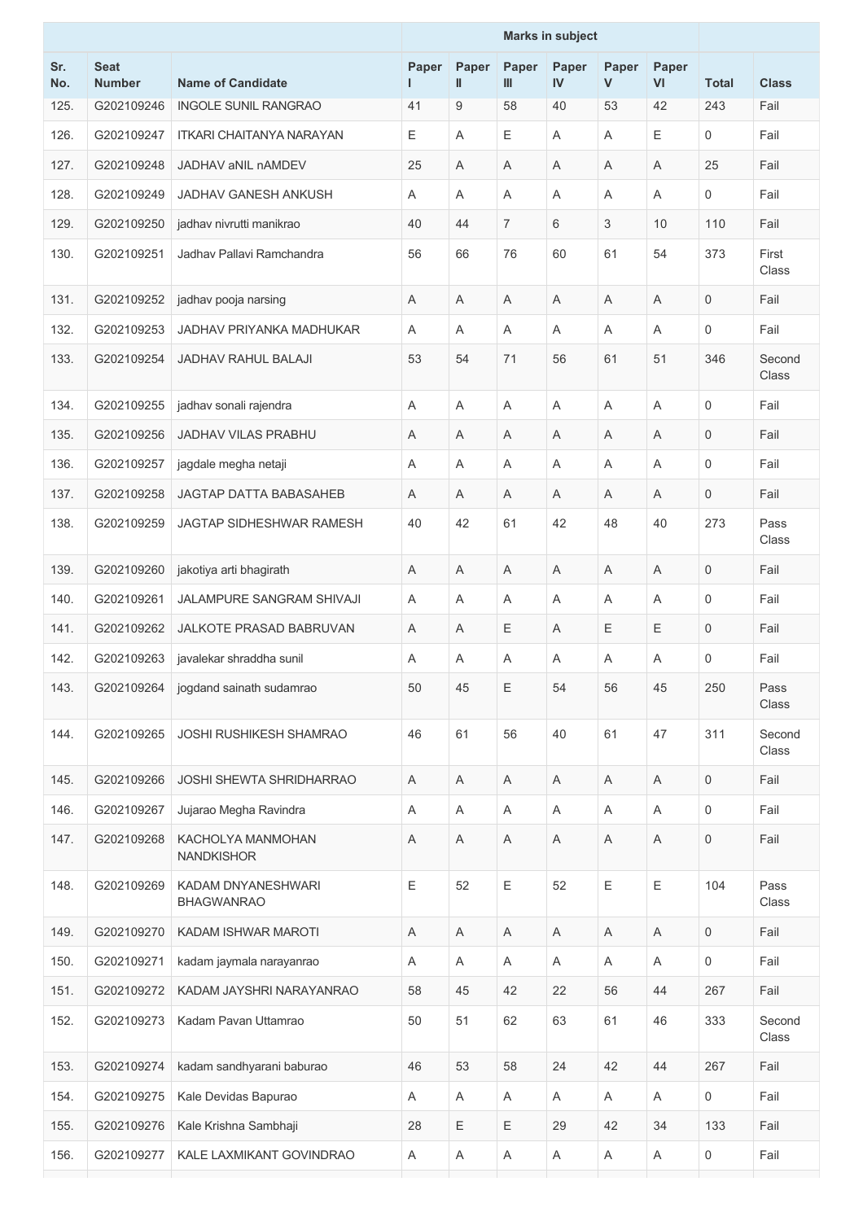| Sr. No. | Seat Number | Name of Candidate | Marks in subject | | | | | | Total | Class |
|---|---|---|---|---|---|---|---|---|---|---|
| | | | Paper I | Paper II | Paper III | Paper IV | Paper V | Paper VI | | |
| 125. | G202109246 | INGOLE SUNIL RANGRAO | 41 | 9 | 58 | 40 | 53 | 42 | 243 | Fail |
| 126. | G202109247 | ITKARI CHAITANYA NARAYAN | E | A | E | A | A | E | 0 | Fail |
| 127. | G202109248 | JADHAV aNIL nAMDEV | 25 | A | A | A | A | A | 25 | Fail |
| 128. | G202109249 | JADHAV GANESH ANKUSH | A | A | A | A | A | A | 0 | Fail |
| 129. | G202109250 | jadhav nivrutti manikrao | 40 | 44 | 7 | 6 | 3 | 10 | 110 | Fail |
| 130. | G202109251 | Jadhav Pallavi Ramchandra | 56 | 66 | 76 | 60 | 61 | 54 | 373 | First Class |
| 131. | G202109252 | jadhav pooja narsing | A | A | A | A | A | A | 0 | Fail |
| 132. | G202109253 | JADHAV PRIYANKA MADHUKAR | A | A | A | A | A | A | 0 | Fail |
| 133. | G202109254 | JADHAV RAHUL BALAJI | 53 | 54 | 71 | 56 | 61 | 51 | 346 | Second Class |
| 134. | G202109255 | jadhav sonali rajendra | A | A | A | A | A | A | 0 | Fail |
| 135. | G202109256 | JADHAV VILAS PRABHU | A | A | A | A | A | A | 0 | Fail |
| 136. | G202109257 | jagdale megha netaji | A | A | A | A | A | A | 0 | Fail |
| 137. | G202109258 | JAGTAP DATTA BABASAHEB | A | A | A | A | A | A | 0 | Fail |
| 138. | G202109259 | JAGTAP SIDHESHWAR RAMESH | 40 | 42 | 61 | 42 | 48 | 40 | 273 | Pass Class |
| 139. | G202109260 | jakotiya arti bhagirath | A | A | A | A | A | A | 0 | Fail |
| 140. | G202109261 | JALAMPURE SANGRAM SHIVAJI | A | A | A | A | A | A | 0 | Fail |
| 141. | G202109262 | JALKOTE PRASAD BABRUVAN | A | A | E | A | E | E | 0 | Fail |
| 142. | G202109263 | javalekar shraddha sunil | A | A | A | A | A | A | 0 | Fail |
| 143. | G202109264 | jogdand sainath sudamrao | 50 | 45 | E | 54 | 56 | 45 | 250 | Pass Class |
| 144. | G202109265 | JOSHI RUSHIKESH SHAMRAO | 46 | 61 | 56 | 40 | 61 | 47 | 311 | Second Class |
| 145. | G202109266 | JOSHI SHEWTA SHRIDHARRAO | A | A | A | A | A | A | 0 | Fail |
| 146. | G202109267 | Jujarao Megha Ravindra | A | A | A | A | A | A | 0 | Fail |
| 147. | G202109268 | KACHOLYA MANMOHAN NANDKISHOR | A | A | A | A | A | A | 0 | Fail |
| 148. | G202109269 | KADAM DNYANESHWARI BHAGWANRAO | E | 52 | E | 52 | E | E | 104 | Pass Class |
| 149. | G202109270 | KADAM ISHWAR MAROTI | A | A | A | A | A | A | 0 | Fail |
| 150. | G202109271 | kadam jaymala narayanrao | A | A | A | A | A | A | 0 | Fail |
| 151. | G202109272 | KADAM JAYSHRI NARAYANRAO | 58 | 45 | 42 | 22 | 56 | 44 | 267 | Fail |
| 152. | G202109273 | Kadam Pavan Uttamrao | 50 | 51 | 62 | 63 | 61 | 46 | 333 | Second Class |
| 153. | G202109274 | kadam sandhyarani baburao | 46 | 53 | 58 | 24 | 42 | 44 | 267 | Fail |
| 154. | G202109275 | Kale Devidas Bapurao | A | A | A | A | A | A | 0 | Fail |
| 155. | G202109276 | Kale Krishna Sambhaji | 28 | E | E | 29 | 42 | 34 | 133 | Fail |
| 156. | G202109277 | KALE LAXMIKANT GOVINDRAO | A | A | A | A | A | A | 0 | Fail |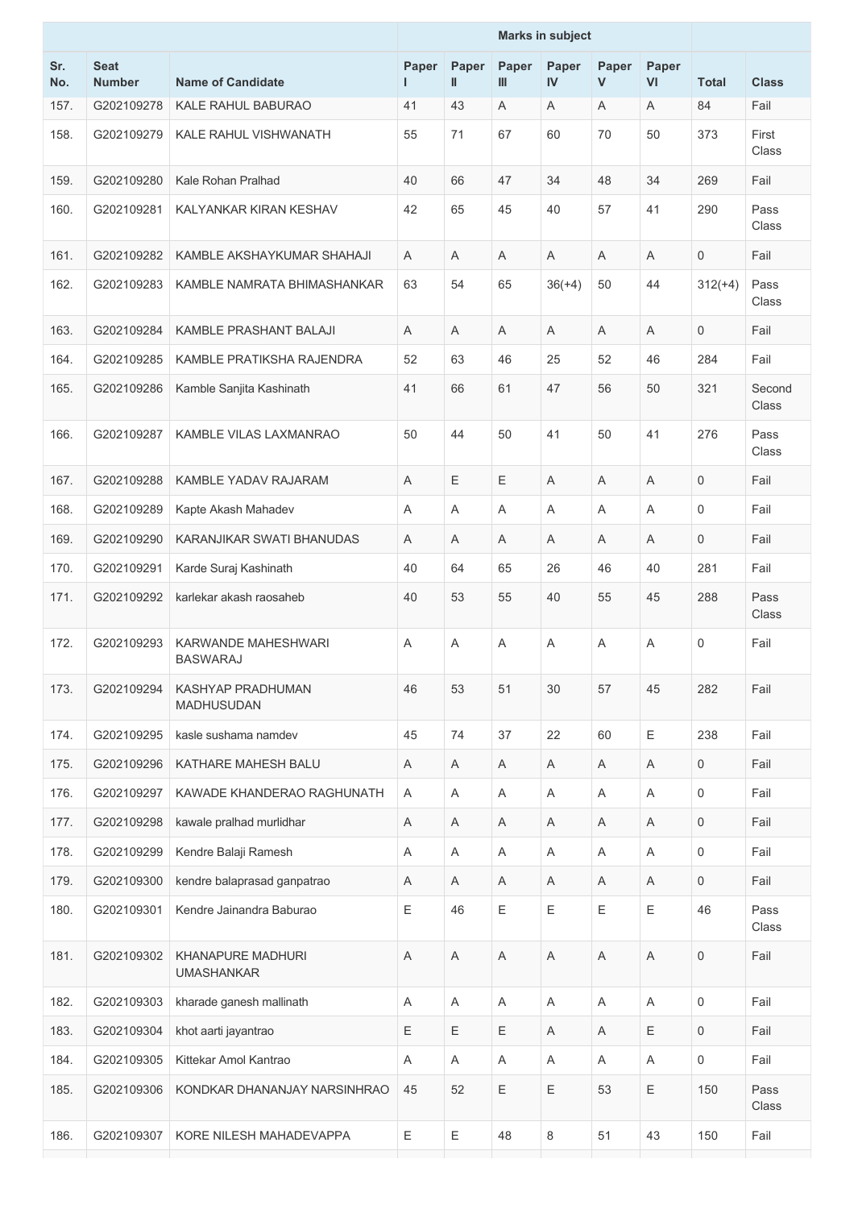| Sr. No. | Seat Number | Name of Candidate | Marks in subject | | | | | | Total | Class |
|---|---|---|---|---|---|---|---|---|---|---|
| | | | Paper I | Paper II | Paper III | Paper IV | Paper V | Paper VI | | |
| 157. | G202109278 | KALE RAHUL BABURAO | 41 | 43 | A | A | A | A | 84 | Fail |
| 158. | G202109279 | KALE RAHUL VISHWANATH | 55 | 71 | 67 | 60 | 70 | 50 | 373 | First Class |
| 159. | G202109280 | Kale Rohan Pralhad | 40 | 66 | 47 | 34 | 48 | 34 | 269 | Fail |
| 160. | G202109281 | KALYANKAR KIRAN KESHAV | 42 | 65 | 45 | 40 | 57 | 41 | 290 | Pass Class |
| 161. | G202109282 | KAMBLE AKSHAYKUMAR SHAHAJI | A | A | A | A | A | A | 0 | Fail |
| 162. | G202109283 | KAMBLE NAMRATA BHIMASHANKAR | 63 | 54 | 65 | 36(+4) | 50 | 44 | 312(+4) | Pass Class |
| 163. | G202109284 | KAMBLE PRASHANT BALAJI | A | A | A | A | A | A | 0 | Fail |
| 164. | G202109285 | KAMBLE PRATIKSHA RAJENDRA | 52 | 63 | 46 | 25 | 52 | 46 | 284 | Fail |
| 165. | G202109286 | Kamble Sanjita Kashinath | 41 | 66 | 61 | 47 | 56 | 50 | 321 | Second Class |
| 166. | G202109287 | KAMBLE VILAS LAXMANRAO | 50 | 44 | 50 | 41 | 50 | 41 | 276 | Pass Class |
| 167. | G202109288 | KAMBLE YADAV RAJARAM | A | E | E | A | A | A | 0 | Fail |
| 168. | G202109289 | Kapte Akash Mahadev | A | A | A | A | A | A | 0 | Fail |
| 169. | G202109290 | KARANJIKAR SWATI BHANUDAS | A | A | A | A | A | A | 0 | Fail |
| 170. | G202109291 | Karde Suraj Kashinath | 40 | 64 | 65 | 26 | 46 | 40 | 281 | Fail |
| 171. | G202109292 | karlekar akash raosaheb | 40 | 53 | 55 | 40 | 55 | 45 | 288 | Pass Class |
| 172. | G202109293 | KARWANDE MAHESHWARI BASWARAJ | A | A | A | A | A | A | 0 | Fail |
| 173. | G202109294 | KASHYAP PRADHUMAN MADHUSUDAN | 46 | 53 | 51 | 30 | 57 | 45 | 282 | Fail |
| 174. | G202109295 | kasle sushama namdev | 45 | 74 | 37 | 22 | 60 | E | 238 | Fail |
| 175. | G202109296 | KATHARE MAHESH BALU | A | A | A | A | A | A | 0 | Fail |
| 176. | G202109297 | KAWADE KHANDERAO RAGHUNATH | A | A | A | A | A | A | 0 | Fail |
| 177. | G202109298 | kawale pralhad murlidhar | A | A | A | A | A | A | 0 | Fail |
| 178. | G202109299 | Kendre Balaji Ramesh | A | A | A | A | A | A | 0 | Fail |
| 179. | G202109300 | kendre balaprasad ganpatrao | A | A | A | A | A | A | 0 | Fail |
| 180. | G202109301 | Kendre Jainandra Baburao | E | 46 | E | E | E | E | 46 | Pass Class |
| 181. | G202109302 | KHANAPURE MADHURI UMASHANKAR | A | A | A | A | A | A | 0 | Fail |
| 182. | G202109303 | kharade ganesh mallinath | A | A | A | A | A | A | 0 | Fail |
| 183. | G202109304 | khot aarti jayantrao | E | E | E | A | A | E | 0 | Fail |
| 184. | G202109305 | Kittekar Amol Kantrao | A | A | A | A | A | A | 0 | Fail |
| 185. | G202109306 | KONDKAR DHANANJAY NARSINHRAO | 45 | 52 | E | E | 53 | E | 150 | Pass Class |
| 186. | G202109307 | KORE NILESH MAHADEVAPPA | E | E | 48 | 8 | 51 | 43 | 150 | Fail |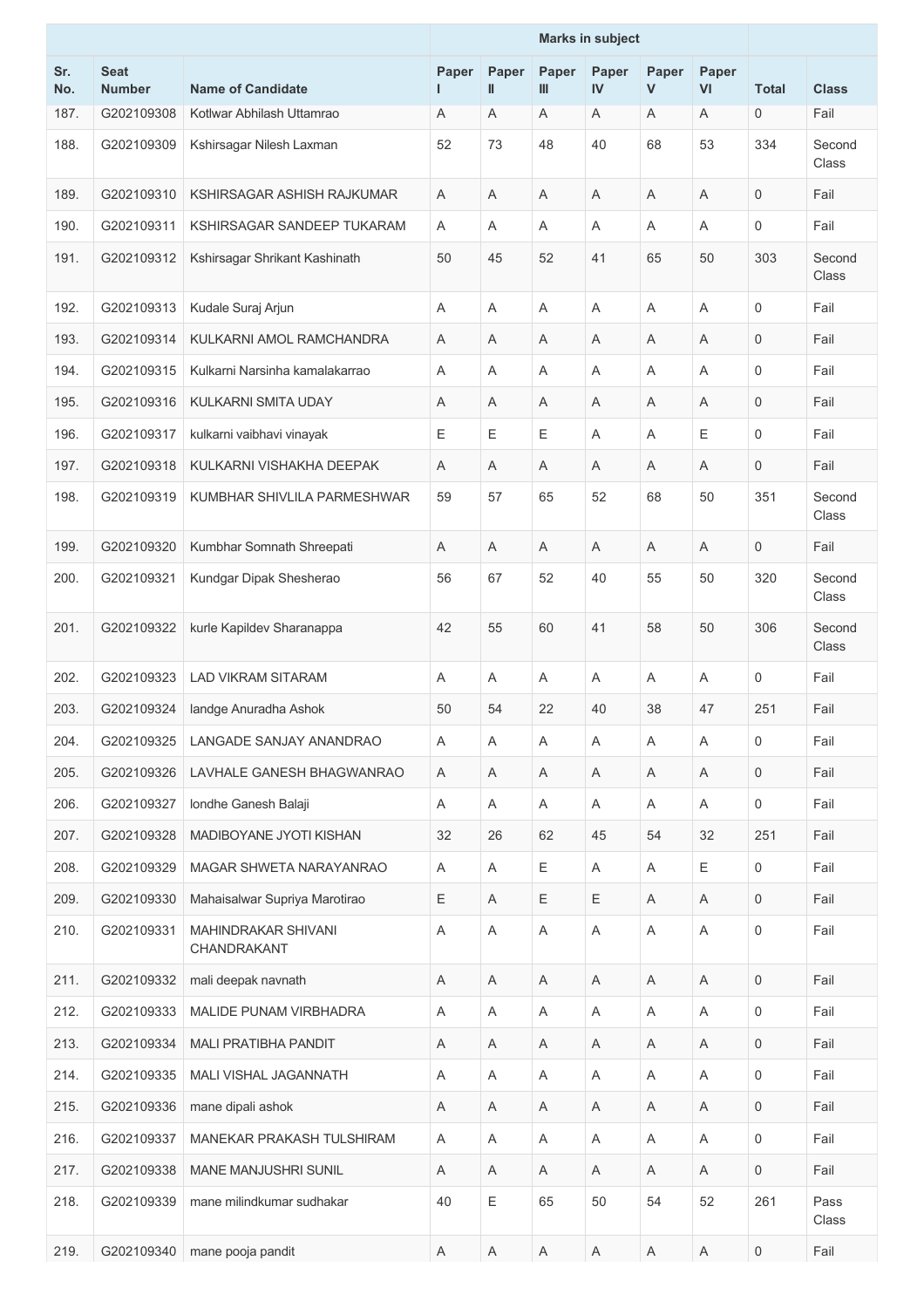| Sr. No. | Seat Number | Name of Candidate | Marks in subject | | | | | | Total | Class |
|---|---|---|---|---|---|---|---|---|---|---|
| | | | Paper I | Paper II | Paper III | Paper IV | Paper V | Paper VI | | |
| 187. | G202109308 | Kotlwar Abhilash Uttamrao | A | A | A | A | A | A | 0 | Fail |
| 188. | G202109309 | Kshirsagar Nilesh Laxman | 52 | 73 | 48 | 40 | 68 | 53 | 334 | Second Class |
| 189. | G202109310 | KSHIRSAGAR ASHISH RAJKUMAR | A | A | A | A | A | A | 0 | Fail |
| 190. | G202109311 | KSHIRSAGAR SANDEEP TUKARAM | A | A | A | A | A | A | 0 | Fail |
| 191. | G202109312 | Kshirsagar Shrikant Kashinath | 50 | 45 | 52 | 41 | 65 | 50 | 303 | Second Class |
| 192. | G202109313 | Kudale Suraj Arjun | A | A | A | A | A | A | 0 | Fail |
| 193. | G202109314 | KULKARNI AMOL RAMCHANDRA | A | A | A | A | A | A | 0 | Fail |
| 194. | G202109315 | Kulkarni Narsinha kamalakarrao | A | A | A | A | A | A | 0 | Fail |
| 195. | G202109316 | KULKARNI SMITA UDAY | A | A | A | A | A | A | 0 | Fail |
| 196. | G202109317 | kulkarni vaibhavi vinayak | E | E | E | A | A | E | 0 | Fail |
| 197. | G202109318 | KULKARNI VISHAKHA DEEPAK | A | A | A | A | A | A | 0 | Fail |
| 198. | G202109319 | KUMBHAR SHIVLILA PARMESHWAR | 59 | 57 | 65 | 52 | 68 | 50 | 351 | Second Class |
| 199. | G202109320 | Kumbhar Somnath Shreepati | A | A | A | A | A | A | 0 | Fail |
| 200. | G202109321 | Kundgar Dipak Shesherao | 56 | 67 | 52 | 40 | 55 | 50 | 320 | Second Class |
| 201. | G202109322 | kurle Kapildev Sharanappa | 42 | 55 | 60 | 41 | 58 | 50 | 306 | Second Class |
| 202. | G202109323 | LAD VIKRAM SITARAM | A | A | A | A | A | A | 0 | Fail |
| 203. | G202109324 | landge Anuradha Ashok | 50 | 54 | 22 | 40 | 38 | 47 | 251 | Fail |
| 204. | G202109325 | LANGADE SANJAY ANANDRAO | A | A | A | A | A | A | 0 | Fail |
| 205. | G202109326 | LAVHALE GANESH BHAGWANRAO | A | A | A | A | A | A | 0 | Fail |
| 206. | G202109327 | londhe Ganesh Balaji | A | A | A | A | A | A | 0 | Fail |
| 207. | G202109328 | MADIBOYANE JYOTI KISHAN | 32 | 26 | 62 | 45 | 54 | 32 | 251 | Fail |
| 208. | G202109329 | MAGAR SHWETA NARAYANRAO | A | A | E | A | A | E | 0 | Fail |
| 209. | G202109330 | Mahaisalwar Supriya Marotirao | E | A | E | E | A | A | 0 | Fail |
| 210. | G202109331 | MAHINDRAKAR SHIVANI CHANDRAKANT | A | A | A | A | A | A | 0 | Fail |
| 211. | G202109332 | mali deepak navnath | A | A | A | A | A | A | 0 | Fail |
| 212. | G202109333 | MALIDE PUNAM VIRBHADRA | A | A | A | A | A | A | 0 | Fail |
| 213. | G202109334 | MALI PRATIBHA PANDIT | A | A | A | A | A | A | 0 | Fail |
| 214. | G202109335 | MALI VISHAL JAGANNATH | A | A | A | A | A | A | 0 | Fail |
| 215. | G202109336 | mane dipali ashok | A | A | A | A | A | A | 0 | Fail |
| 216. | G202109337 | MANEKAR PRAKASH TULSHIRAM | A | A | A | A | A | A | 0 | Fail |
| 217. | G202109338 | MANE MANJUSHRI SUNIL | A | A | A | A | A | A | 0 | Fail |
| 218. | G202109339 | mane milindkumar sudhakar | 40 | E | 65 | 50 | 54 | 52 | 261 | Pass Class |
| 219. | G202109340 | mane pooja pandit | A | A | A | A | A | A | 0 | Fail |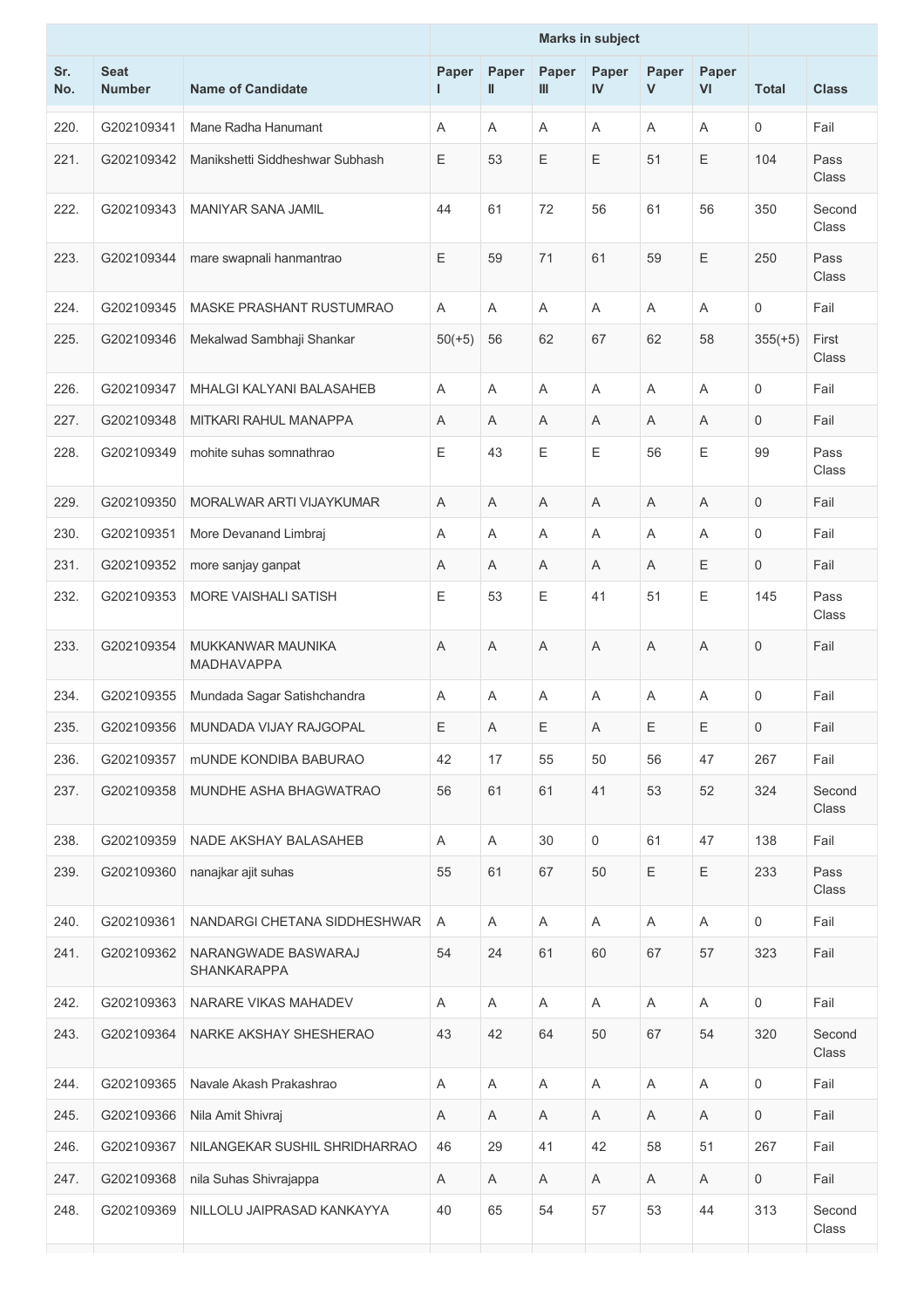| Sr. No. | Seat Number | Name of Candidate | Marks in subject | | | | | | Total | Class |
|---|---|---|---|---|---|---|---|---|---|---|
| | | | Paper I | Paper II | Paper III | Paper IV | Paper V | Paper VI | | |
| 220. | G202109341 | Mane Radha Hanumant | A | A | A | A | A | A | 0 | Fail |
| 221. | G202109342 | Manikshetti Siddheshwar Subhash | E | 53 | E | E | 51 | E | 104 | Pass Class |
| 222. | G202109343 | MANIYAR SANA JAMIL | 44 | 61 | 72 | 56 | 61 | 56 | 350 | Second Class |
| 223. | G202109344 | mare swapnali hanmantrao | E | 59 | 71 | 61 | 59 | E | 250 | Pass Class |
| 224. | G202109345 | MASKE PRASHANT RUSTUMRAO | A | A | A | A | A | A | 0 | Fail |
| 225. | G202109346 | Mekalwad Sambhaji Shankar | 50(+5) | 56 | 62 | 67 | 62 | 58 | 355(+5) | First Class |
| 226. | G202109347 | MHALGI KALYANI BALASAHEB | A | A | A | A | A | A | 0 | Fail |
| 227. | G202109348 | MITKARI RAHUL MANAPPA | A | A | A | A | A | A | 0 | Fail |
| 228. | G202109349 | mohite suhas somnathrao | E | 43 | E | E | 56 | E | 99 | Pass Class |
| 229. | G202109350 | MORALWAR ARTI VIJAYKUMAR | A | A | A | A | A | A | 0 | Fail |
| 230. | G202109351 | More Devanand Limbraj | A | A | A | A | A | A | 0 | Fail |
| 231. | G202109352 | more sanjay ganpat | A | A | A | A | A | E | 0 | Fail |
| 232. | G202109353 | MORE VAISHALI SATISH | E | 53 | E | 41 | 51 | E | 145 | Pass Class |
| 233. | G202109354 | MUKKANWAR MAUNIKA MADHAVAPPA | A | A | A | A | A | A | 0 | Fail |
| 234. | G202109355 | Mundada Sagar Satishchandra | A | A | A | A | A | A | 0 | Fail |
| 235. | G202109356 | MUNDADA VIJAY RAJGOPAL | E | A | E | A | E | E | 0 | Fail |
| 236. | G202109357 | mUNDE KONDIBA BABURAO | 42 | 17 | 55 | 50 | 56 | 47 | 267 | Fail |
| 237. | G202109358 | MUNDHE ASHA BHAGWATRAO | 56 | 61 | 61 | 41 | 53 | 52 | 324 | Second Class |
| 238. | G202109359 | NADE AKSHAY BALASAHEB | A | A | 30 | 0 | 61 | 47 | 138 | Fail |
| 239. | G202109360 | nanajkar ajit suhas | 55 | 61 | 67 | 50 | E | E | 233 | Pass Class |
| 240. | G202109361 | NANDARGI CHETANA SIDDHESHWAR | A | A | A | A | A | A | 0 | Fail |
| 241. | G202109362 | NARANGWADE BASWARAJ SHANKARAPPA | 54 | 24 | 61 | 60 | 67 | 57 | 323 | Fail |
| 242. | G202109363 | NARARE VIKAS MAHADEV | A | A | A | A | A | A | 0 | Fail |
| 243. | G202109364 | NARKE AKSHAY SHESHERAO | 43 | 42 | 64 | 50 | 67 | 54 | 320 | Second Class |
| 244. | G202109365 | Navale Akash Prakashrao | A | A | A | A | A | A | 0 | Fail |
| 245. | G202109366 | Nila Amit Shivraj | A | A | A | A | A | A | 0 | Fail |
| 246. | G202109367 | NILANGEKAR SUSHIL SHRIDHARRAO | 46 | 29 | 41 | 42 | 58 | 51 | 267 | Fail |
| 247. | G202109368 | nila Suhas Shivrajappa | A | A | A | A | A | A | 0 | Fail |
| 248. | G202109369 | NILLOLU JAIPRASAD KANKAYYA | 40 | 65 | 54 | 57 | 53 | 44 | 313 | Second Class |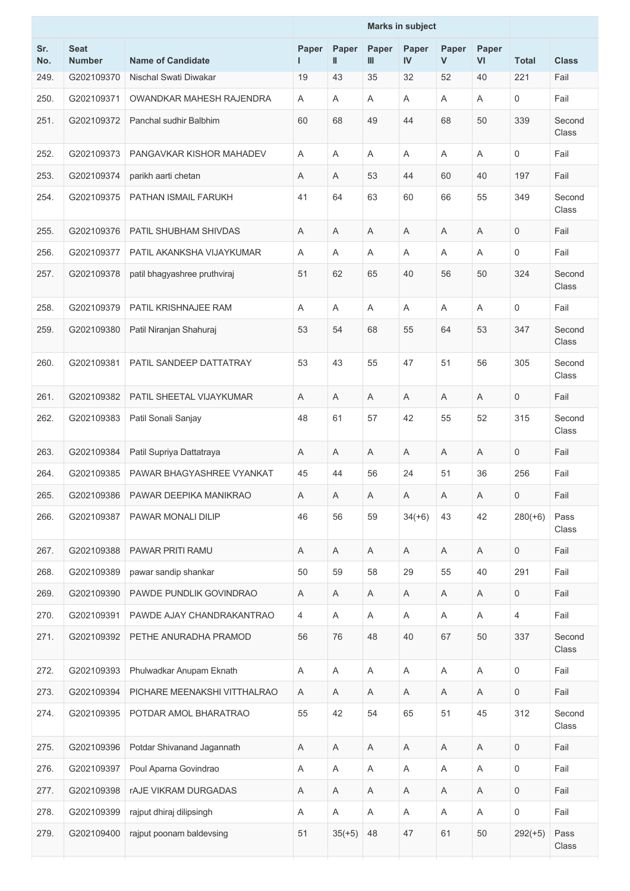| Sr. No. | Seat Number | Name of Candidate | Marks in subject | | | | | | Total | Class |
|---|---|---|---|---|---|---|---|---|---|---|
| | | | Paper I | Paper II | Paper III | Paper IV | Paper V | Paper VI | | |
| 249. | G202109370 | Nischal Swati Diwakar | 19 | 43 | 35 | 32 | 52 | 40 | 221 | Fail |
| 250. | G202109371 | OWANDKAR MAHESH RAJENDRA | A | A | A | A | A | A | 0 | Fail |
| 251. | G202109372 | Panchal sudhir Balbhim | 60 | 68 | 49 | 44 | 68 | 50 | 339 | Second Class |
| 252. | G202109373 | PANGAVKAR KISHOR MAHADEV | A | A | A | A | A | A | 0 | Fail |
| 253. | G202109374 | parikh aarti chetan | A | A | 53 | 44 | 60 | 40 | 197 | Fail |
| 254. | G202109375 | PATHAN ISMAIL FARUKH | 41 | 64 | 63 | 60 | 66 | 55 | 349 | Second Class |
| 255. | G202109376 | PATIL SHUBHAM SHIVDAS | A | A | A | A | A | A | 0 | Fail |
| 256. | G202109377 | PATIL AKANKSHA VIJAYKUMAR | A | A | A | A | A | A | 0 | Fail |
| 257. | G202109378 | patil bhagyashree pruthviraj | 51 | 62 | 65 | 40 | 56 | 50 | 324 | Second Class |
| 258. | G202109379 | PATIL KRISHNAJEE RAM | A | A | A | A | A | A | 0 | Fail |
| 259. | G202109380 | Patil Niranjan Shahuraj | 53 | 54 | 68 | 55 | 64 | 53 | 347 | Second Class |
| 260. | G202109381 | PATIL SANDEEP DATTATRAY | 53 | 43 | 55 | 47 | 51 | 56 | 305 | Second Class |
| 261. | G202109382 | PATIL SHEETAL VIJAYKUMAR | A | A | A | A | A | A | 0 | Fail |
| 262. | G202109383 | Patil Sonali Sanjay | 48 | 61 | 57 | 42 | 55 | 52 | 315 | Second Class |
| 263. | G202109384 | Patil Supriya Dattatraya | A | A | A | A | A | A | 0 | Fail |
| 264. | G202109385 | PAWAR BHAGYASHREE VYANKAT | 45 | 44 | 56 | 24 | 51 | 36 | 256 | Fail |
| 265. | G202109386 | PAWAR DEEPIKA MANIKRAO | A | A | A | A | A | A | 0 | Fail |
| 266. | G202109387 | PAWAR MONALI DILIP | 46 | 56 | 59 | 34(+6) | 43 | 42 | 280(+6) | Pass Class |
| 267. | G202109388 | PAWAR PRITI RAMU | A | A | A | A | A | A | 0 | Fail |
| 268. | G202109389 | pawar sandip shankar | 50 | 59 | 58 | 29 | 55 | 40 | 291 | Fail |
| 269. | G202109390 | PAWDE PUNDLIK GOVINDRAO | A | A | A | A | A | A | 0 | Fail |
| 270. | G202109391 | PAWDE AJAY CHANDRAKANTRAO | 4 | A | A | A | A | A | 4 | Fail |
| 271. | G202109392 | PETHE ANURADHA PRAMOD | 56 | 76 | 48 | 40 | 67 | 50 | 337 | Second Class |
| 272. | G202109393 | Phulwadkar Anupam Eknath | A | A | A | A | A | A | 0 | Fail |
| 273. | G202109394 | PICHARE MEENAKSHI VITTHALRAO | A | A | A | A | A | A | 0 | Fail |
| 274. | G202109395 | POTDAR AMOL BHARATRAO | 55 | 42 | 54 | 65 | 51 | 45 | 312 | Second Class |
| 275. | G202109396 | Potdar Shivanand Jagannath | A | A | A | A | A | A | 0 | Fail |
| 276. | G202109397 | Poul Aparna Govindrao | A | A | A | A | A | A | 0 | Fail |
| 277. | G202109398 | rAJE VIKRAM DURGADAS | A | A | A | A | A | A | 0 | Fail |
| 278. | G202109399 | rajput dhiraj dilipsingh | A | A | A | A | A | A | 0 | Fail |
| 279. | G202109400 | rajput poonam baldevsing | 51 | 35(+5) | 48 | 47 | 61 | 50 | 292(+5) | Pass Class |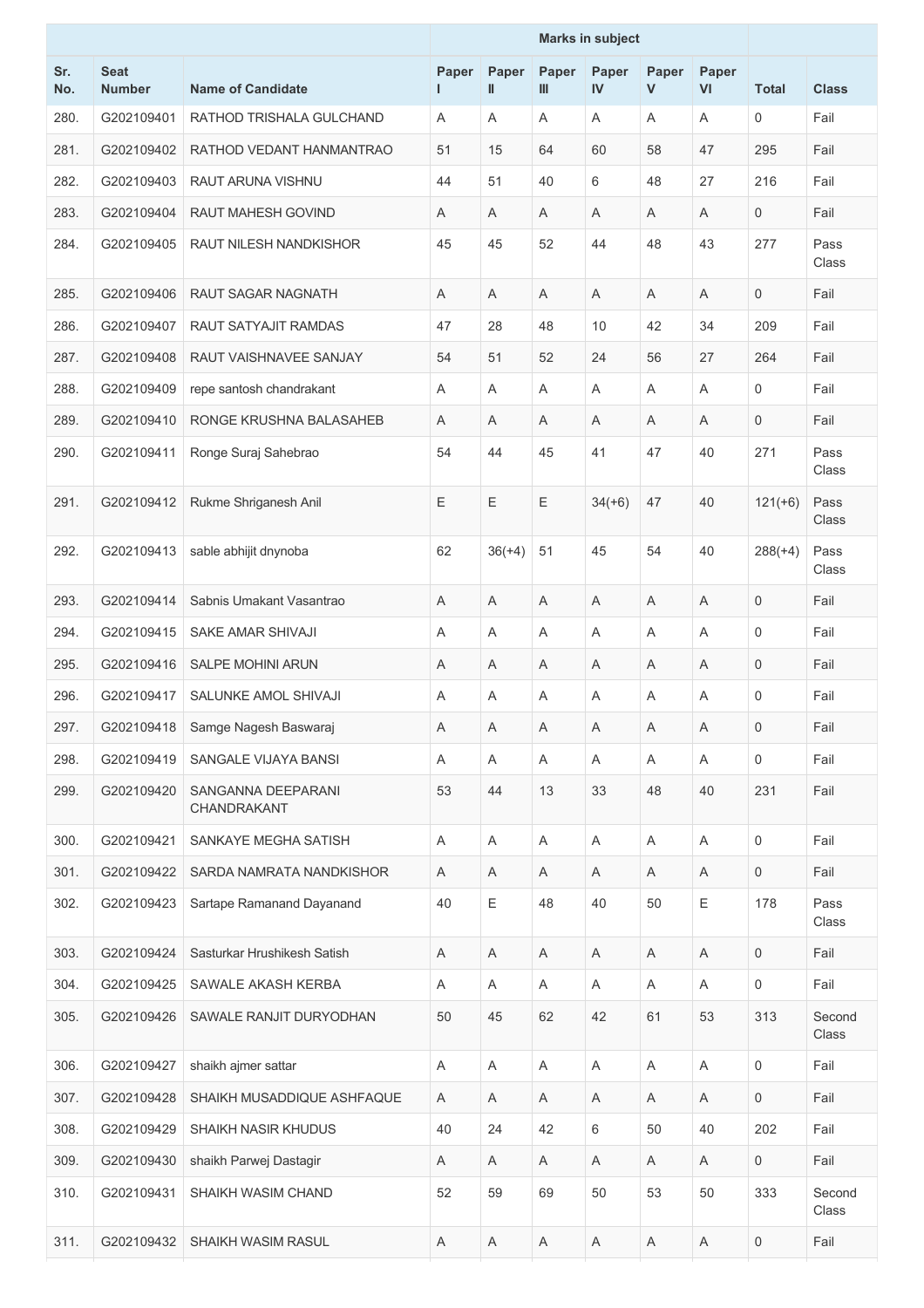| Sr. No. | Seat Number | Name of Candidate | Marks in subject | | | | | | Total | Class |
|---|---|---|---|---|---|---|---|---|---|---|
| | | | Paper I | Paper II | Paper III | Paper IV | Paper V | Paper VI | | |
| 280. | G202109401 | RATHOD TRISHALA GULCHAND | A | A | A | A | A | A | 0 | Fail |
| 281. | G202109402 | RATHOD VEDANT HANMANTRAO | 51 | 15 | 64 | 60 | 58 | 47 | 295 | Fail |
| 282. | G202109403 | RAUT ARUNA VISHNU | 44 | 51 | 40 | 6 | 48 | 27 | 216 | Fail |
| 283. | G202109404 | RAUT MAHESH GOVIND | A | A | A | A | A | A | 0 | Fail |
| 284. | G202109405 | RAUT NILESH NANDKISHOR | 45 | 45 | 52 | 44 | 48 | 43 | 277 | Pass Class |
| 285. | G202109406 | RAUT SAGAR NAGNATH | A | A | A | A | A | A | 0 | Fail |
| 286. | G202109407 | RAUT SATYAJIT RAMDAS | 47 | 28 | 48 | 10 | 42 | 34 | 209 | Fail |
| 287. | G202109408 | RAUT VAISHNAVEE SANJAY | 54 | 51 | 52 | 24 | 56 | 27 | 264 | Fail |
| 288. | G202109409 | repe santosh chandrakant | A | A | A | A | A | A | 0 | Fail |
| 289. | G202109410 | RONGE KRUSHNA BALASAHEB | A | A | A | A | A | A | 0 | Fail |
| 290. | G202109411 | Ronge Suraj Sahebrao | 54 | 44 | 45 | 41 | 47 | 40 | 271 | Pass Class |
| 291. | G202109412 | Rukme Shriganesh Anil | E | E | E | 34(+6) | 47 | 40 | 121(+6) | Pass Class |
| 292. | G202109413 | sable abhijit dnynoba | 62 | 36(+4) | 51 | 45 | 54 | 40 | 288(+4) | Pass Class |
| 293. | G202109414 | Sabnis Umakant Vasantrao | A | A | A | A | A | A | 0 | Fail |
| 294. | G202109415 | SAKE AMAR SHIVAJI | A | A | A | A | A | A | 0 | Fail |
| 295. | G202109416 | SALPE MOHINI ARUN | A | A | A | A | A | A | 0 | Fail |
| 296. | G202109417 | SALUNKE AMOL SHIVAJI | A | A | A | A | A | A | 0 | Fail |
| 297. | G202109418 | Samge Nagesh Baswaraj | A | A | A | A | A | A | 0 | Fail |
| 298. | G202109419 | SANGALE VIJAYA BANSI | A | A | A | A | A | A | 0 | Fail |
| 299. | G202109420 | SANGANNA DEEPARANI CHANDRAKANT | 53 | 44 | 13 | 33 | 48 | 40 | 231 | Fail |
| 300. | G202109421 | SANKAYE MEGHA SATISH | A | A | A | A | A | A | 0 | Fail |
| 301. | G202109422 | SARDA NAMRATA NANDKISHOR | A | A | A | A | A | A | 0 | Fail |
| 302. | G202109423 | Sartape Ramanand Dayanand | 40 | E | 48 | 40 | 50 | E | 178 | Pass Class |
| 303. | G202109424 | Sasturkar Hrushikesh Satish | A | A | A | A | A | A | 0 | Fail |
| 304. | G202109425 | SAWALE AKASH KERBA | A | A | A | A | A | A | 0 | Fail |
| 305. | G202109426 | SAWALE RANJIT DURYODHAN | 50 | 45 | 62 | 42 | 61 | 53 | 313 | Second Class |
| 306. | G202109427 | shaikh ajmer sattar | A | A | A | A | A | A | 0 | Fail |
| 307. | G202109428 | SHAIKH MUSADDIQUE ASHFAQUE | A | A | A | A | A | A | 0 | Fail |
| 308. | G202109429 | SHAIKH NASIR KHUDUS | 40 | 24 | 42 | 6 | 50 | 40 | 202 | Fail |
| 309. | G202109430 | shaikh Parwej Dastagir | A | A | A | A | A | A | 0 | Fail |
| 310. | G202109431 | SHAIKH WASIM CHAND | 52 | 59 | 69 | 50 | 53 | 50 | 333 | Second Class |
| 311. | G202109432 | SHAIKH WASIM RASUL | A | A | A | A | A | A | 0 | Fail |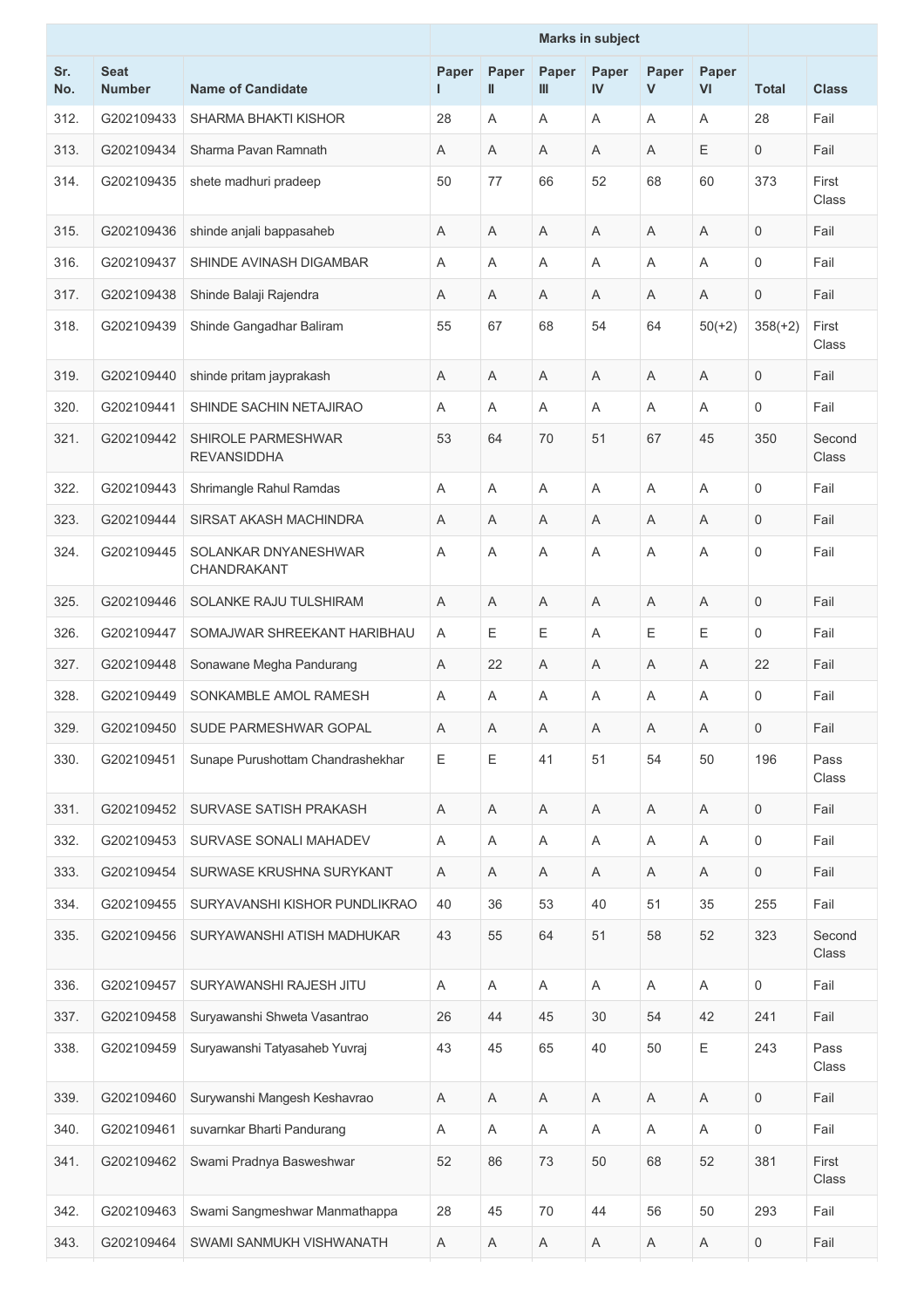| | | | Marks in subject | | | | | | | |
|---|---|---|---|---|---|---|---|---|---|---|
| Sr. No. | Seat Number | Name of Candidate | Paper I | Paper II | Paper III | Paper IV | Paper V | Paper VI | Total | Class |
| 312. | G202109433 | SHARMA BHAKTI KISHOR | 28 | A | A | A | A | A | 28 | Fail |
| 313. | G202109434 | Sharma Pavan Ramnath | A | A | A | A | A | E | 0 | Fail |
| 314. | G202109435 | shete madhuri pradeep | 50 | 77 | 66 | 52 | 68 | 60 | 373 | First Class |
| 315. | G202109436 | shinde anjali bappasaheb | A | A | A | A | A | A | 0 | Fail |
| 316. | G202109437 | SHINDE AVINASH DIGAMBAR | A | A | A | A | A | A | 0 | Fail |
| 317. | G202109438 | Shinde Balaji Rajendra | A | A | A | A | A | A | 0 | Fail |
| 318. | G202109439 | Shinde Gangadhar Baliram | 55 | 67 | 68 | 54 | 64 | 50(+2) | 358(+2) | First Class |
| 319. | G202109440 | shinde pritam jayprakash | A | A | A | A | A | A | 0 | Fail |
| 320. | G202109441 | SHINDE SACHIN NETAJIRAO | A | A | A | A | A | A | 0 | Fail |
| 321. | G202109442 | SHIROLE PARMESHWAR REVANSIDDHA | 53 | 64 | 70 | 51 | 67 | 45 | 350 | Second Class |
| 322. | G202109443 | Shrimangle Rahul Ramdas | A | A | A | A | A | A | 0 | Fail |
| 323. | G202109444 | SIRSAT AKASH MACHINDRA | A | A | A | A | A | A | 0 | Fail |
| 324. | G202109445 | SOLANKAR DNYANESHWAR CHANDRAKANT | A | A | A | A | A | A | 0 | Fail |
| 325. | G202109446 | SOLANKE RAJU TULSHIRAM | A | A | A | A | A | A | 0 | Fail |
| 326. | G202109447 | SOMAJWAR SHREEKANT HARIBHAU | A | E | E | A | E | E | 0 | Fail |
| 327. | G202109448 | Sonawane Megha Pandurang | A | 22 | A | A | A | A | 22 | Fail |
| 328. | G202109449 | SONKAMBLE AMOL RAMESH | A | A | A | A | A | A | 0 | Fail |
| 329. | G202109450 | SUDE PARMESHWAR GOPAL | A | A | A | A | A | A | 0 | Fail |
| 330. | G202109451 | Sunape Purushottam Chandrashekhar | E | E | 41 | 51 | 54 | 50 | 196 | Pass Class |
| 331. | G202109452 | SURVASE SATISH PRAKASH | A | A | A | A | A | A | 0 | Fail |
| 332. | G202109453 | SURVASE SONALI MAHADEV | A | A | A | A | A | A | 0 | Fail |
| 333. | G202109454 | SURWASE KRUSHNA SURYKANT | A | A | A | A | A | A | 0 | Fail |
| 334. | G202109455 | SURYAVANSHI KISHOR PUNDLIKRAO | 40 | 36 | 53 | 40 | 51 | 35 | 255 | Fail |
| 335. | G202109456 | SURYAWANSHI ATISH MADHUKAR | 43 | 55 | 64 | 51 | 58 | 52 | 323 | Second Class |
| 336. | G202109457 | SURYAWANSHI RAJESH JITU | A | A | A | A | A | A | 0 | Fail |
| 337. | G202109458 | Suryawanshi Shweta Vasantrao | 26 | 44 | 45 | 30 | 54 | 42 | 241 | Fail |
| 338. | G202109459 | Suryawanshi Tatyasaheb Yuvraj | 43 | 45 | 65 | 40 | 50 | E | 243 | Pass Class |
| 339. | G202109460 | Surywanshi Mangesh Keshavrao | A | A | A | A | A | A | 0 | Fail |
| 340. | G202109461 | suvarnkar Bharti Pandurang | A | A | A | A | A | A | 0 | Fail |
| 341. | G202109462 | Swami Pradnya Basweshwar | 52 | 86 | 73 | 50 | 68 | 52 | 381 | First Class |
| 342. | G202109463 | Swami Sangmeshwar Manmathappa | 28 | 45 | 70 | 44 | 56 | 50 | 293 | Fail |
| 343. | G202109464 | SWAMI SANMUKH VISHWANATH | A | A | A | A | A | A | 0 | Fail |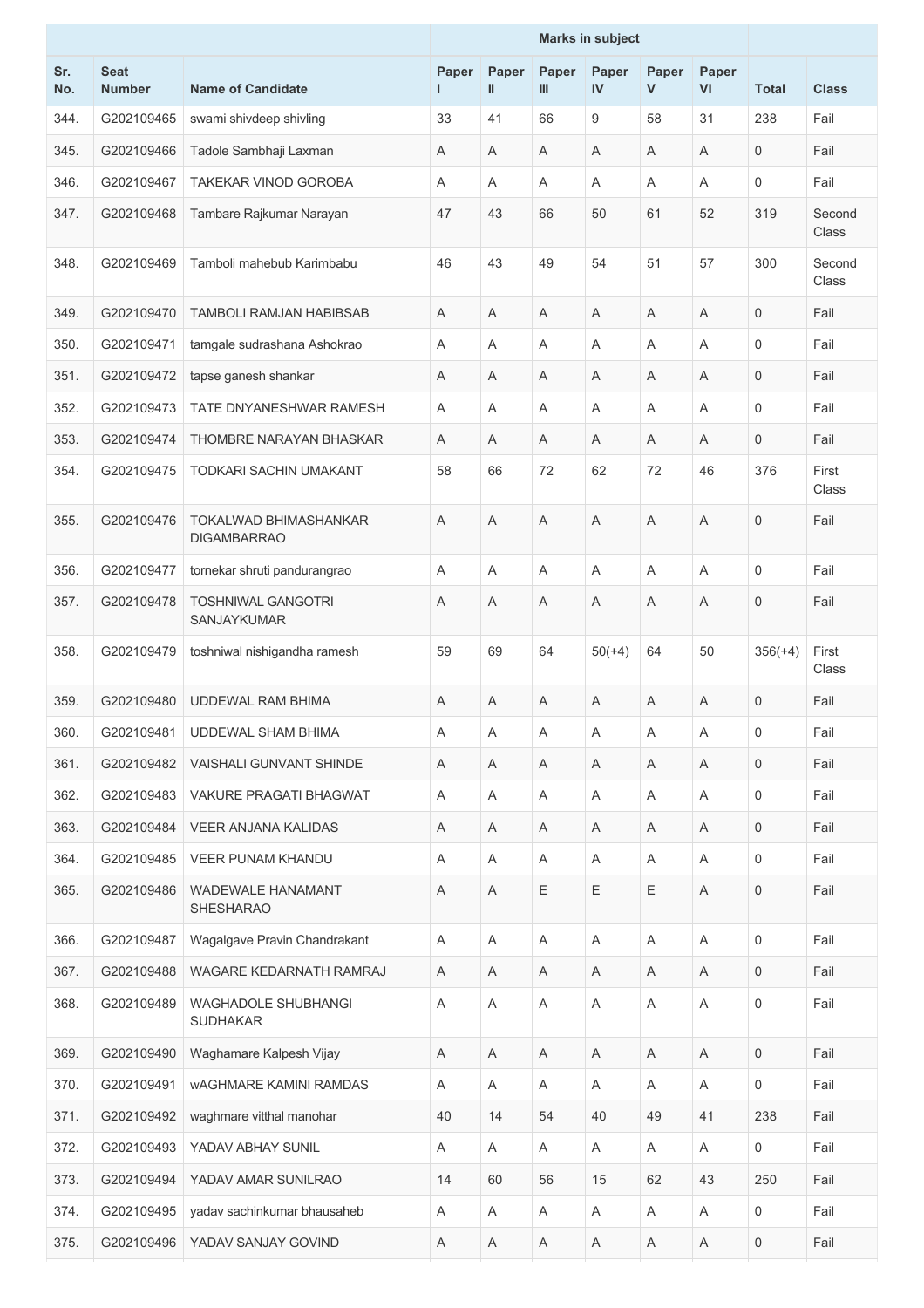| Sr. No. | Seat Number | Name of Candidate | Marks in subject | | | | | | Total | Class |
|---|---|---|---|---|---|---|---|---|---|---|
| | | | Paper I | Paper II | Paper III | Paper IV | Paper V | Paper VI | | |
| 344. | G202109465 | swami shivdeep shivling | 33 | 41 | 66 | 9 | 58 | 31 | 238 | Fail |
| 345. | G202109466 | Tadole Sambhaji Laxman | A | A | A | A | A | A | 0 | Fail |
| 346. | G202109467 | TAKEKAR VINOD GOROBA | A | A | A | A | A | A | 0 | Fail |
| 347. | G202109468 | Tambare Rajkumar Narayan | 47 | 43 | 66 | 50 | 61 | 52 | 319 | Second Class |
| 348. | G202109469 | Tamboli mahebub Karimbabu | 46 | 43 | 49 | 54 | 51 | 57 | 300 | Second Class |
| 349. | G202109470 | TAMBOLI RAMJAN HABIBSAB | A | A | A | A | A | A | 0 | Fail |
| 350. | G202109471 | tamgale sudrashana Ashokrao | A | A | A | A | A | A | 0 | Fail |
| 351. | G202109472 | tapse ganesh shankar | A | A | A | A | A | A | 0 | Fail |
| 352. | G202109473 | TATE DNYANESHWAR RAMESH | A | A | A | A | A | A | 0 | Fail |
| 353. | G202109474 | THOMBRE NARAYAN BHASKAR | A | A | A | A | A | A | 0 | Fail |
| 354. | G202109475 | TODKARI SACHIN UMAKANT | 58 | 66 | 72 | 62 | 72 | 46 | 376 | First Class |
| 355. | G202109476 | TOKALWAD BHIMASHANKAR DIGAMBARRAO | A | A | A | A | A | A | 0 | Fail |
| 356. | G202109477 | tornekar shruti pandurangrao | A | A | A | A | A | A | 0 | Fail |
| 357. | G202109478 | TOSHNIWAL GANGOTRI SANJAYKUMAR | A | A | A | A | A | A | 0 | Fail |
| 358. | G202109479 | toshniwal nishigandha ramesh | 59 | 69 | 64 | 50(+4) | 64 | 50 | 356(+4) | First Class |
| 359. | G202109480 | UDDEWAL RAM BHIMA | A | A | A | A | A | A | 0 | Fail |
| 360. | G202109481 | UDDEWAL SHAM BHIMA | A | A | A | A | A | A | 0 | Fail |
| 361. | G202109482 | VAISHALI GUNVANT SHINDE | A | A | A | A | A | A | 0 | Fail |
| 362. | G202109483 | VAKURE PRAGATI BHAGWAT | A | A | A | A | A | A | 0 | Fail |
| 363. | G202109484 | VEER ANJANA KALIDAS | A | A | A | A | A | A | 0 | Fail |
| 364. | G202109485 | VEER PUNAM KHANDU | A | A | A | A | A | A | 0 | Fail |
| 365. | G202109486 | WADEWALE HANAMANT SHESHARAO | A | A | E | E | E | A | 0 | Fail |
| 366. | G202109487 | Wagalgave Pravin Chandrakant | A | A | A | A | A | A | 0 | Fail |
| 367. | G202109488 | WAGARE KEDARNATH RAMRAJ | A | A | A | A | A | A | 0 | Fail |
| 368. | G202109489 | WAGHADOLE SHUBHANGI SUDHAKAR | A | A | A | A | A | A | 0 | Fail |
| 369. | G202109490 | Waghamare Kalpesh Vijay | A | A | A | A | A | A | 0 | Fail |
| 370. | G202109491 | wAGHMARE KAMINI RAMDAS | A | A | A | A | A | A | 0 | Fail |
| 371. | G202109492 | waghmare vitthal manohar | 40 | 14 | 54 | 40 | 49 | 41 | 238 | Fail |
| 372. | G202109493 | YADAV ABHAY SUNIL | A | A | A | A | A | A | 0 | Fail |
| 373. | G202109494 | YADAV AMAR SUNILRAO | 14 | 60 | 56 | 15 | 62 | 43 | 250 | Fail |
| 374. | G202109495 | yadav sachinkumar bhausaheb | A | A | A | A | A | A | 0 | Fail |
| 375. | G202109496 | YADAV SANJAY GOVIND | A | A | A | A | A | A | 0 | Fail |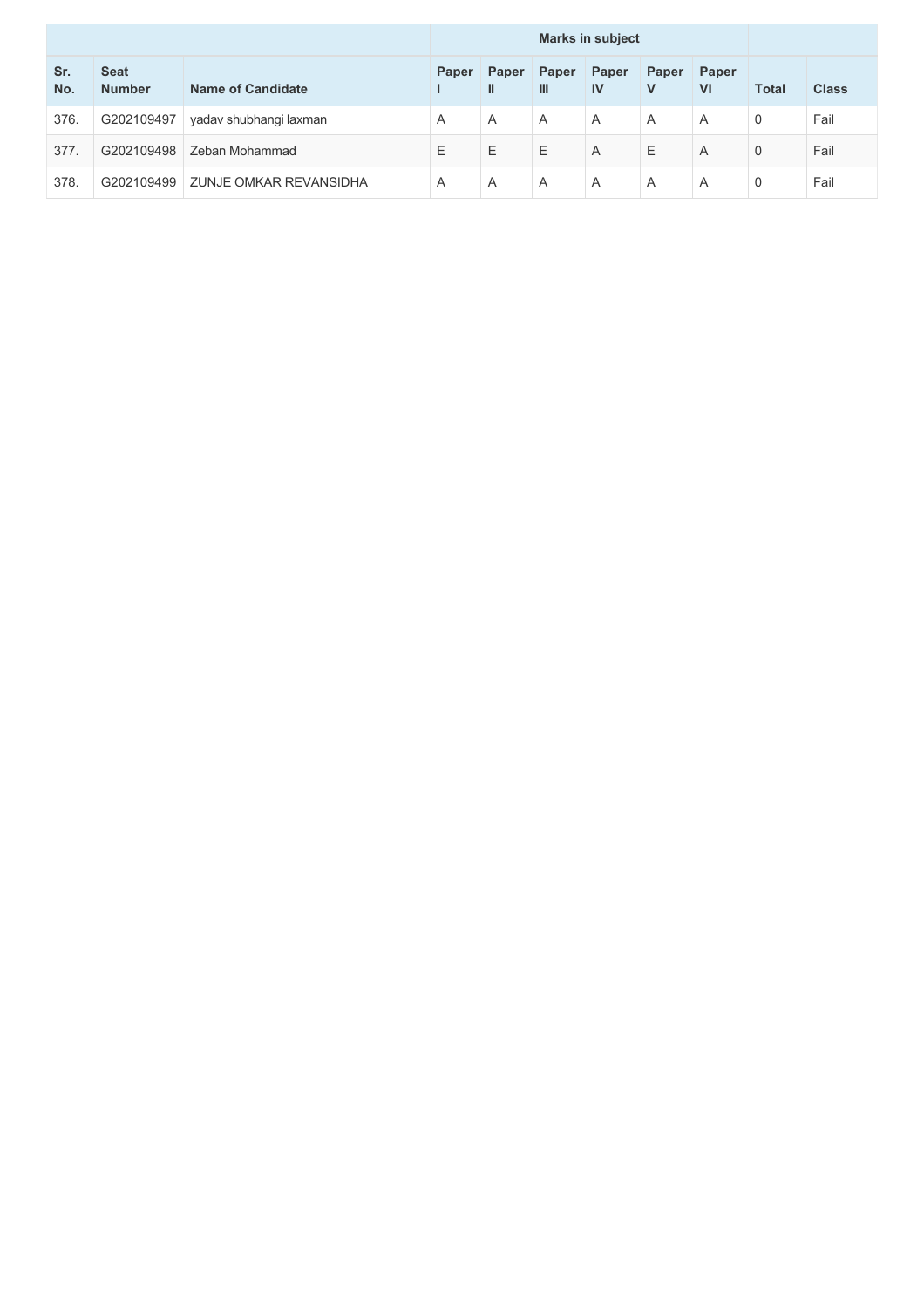| | | | Marks in subject | | | | | | | |
|---|---|---|---|---|---|---|---|---|---|---|
| Sr. No. | Seat Number | Name of Candidate | Paper I | Paper II | Paper III | Paper IV | Paper V | Paper VI | Total | Class |
| 376. | G202109497 | yadav shubhangi laxman | A | A | A | A | A | A | 0 | Fail |
| 377. | G202109498 | Zeban Mohammad | E | E | E | A | E | A | 0 | Fail |
| 378. | G202109499 | ZUNJE OMKAR REVANSIDHA | A | A | A | A | A | A | 0 | Fail |